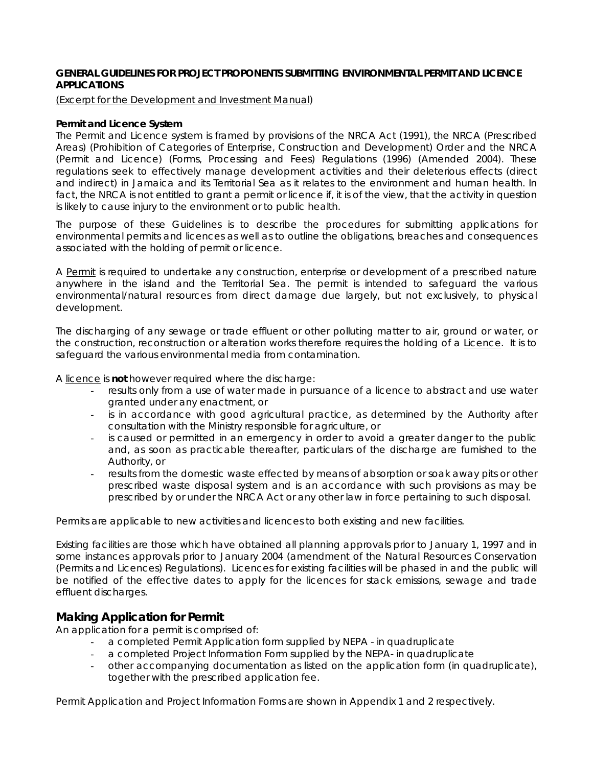**GENERAL GUIDELINES FOR PROJECT PROPONENTS SUBMITTING ENVIRONMENTAL PERMIT AND LICENCE APPLICATIONS**

(Excerpt for the Development and Investment Manual)

**Permit and Licence System**

The Permit and Licence system is framed by provisions of the NRCA Act (1991), the NRCA (Prescribed Areas) (Prohibition of Categories of Enterprise, Construction and Development) Order and the NRCA (Permit and Licence) (Forms, Processing and Fees) Regulations (1996) (Amended 2004). These regulations seek to effectively manage development activities and their deleterious effects (direct and indirect) in Jamaica and its Territorial Sea as it relates to the environment and human health. In fact, the NRCA is not entitled to grant a permit or licence if, it is of the view, that the activity in question is likely to cause injury to the environment or to public health.

The purpose of these Guidelines is to describe the procedures for submitting applications for environmental permits and licences as well as to outline the obligations, breaches and consequences associated with the holding of permit or licence.

A Permit is required to undertake any construction, enterprise or development of a prescribed nature anywhere in the island and the Territorial Sea. The permit is intended to safeguard the various environmental/natural resources from direct damage due largely, but not exclusively, to physical development.

The discharging of any sewage or trade effluent or other polluting matter to air, ground or water, or the construction, reconstruction or alteration works therefore requires the holding of a Licence. It is to safeguard the various environmental media from contamination.

A licence is **not** however required where the discharge:

- results only from a use of water made in pursuance of a licence to abstract and use water granted under any enactment, or
- is in accordance with good agricultural practice, as determined by the Authority after consultation with the Ministry responsible for agriculture, or
- is caused or permitted in an emergency in order to avoid a greater danger to the public and, as soon as practicable thereafter, particulars of the discharge are furnished to the Authority, or
- results from the domestic waste effected by means of absorption or soak away pits or other prescribed waste disposal system and is an accordance with such provisions as may be prescribed by or under the NRCA Act or any other law in force pertaining to such disposal.

Permits are applicable to new activities and licences to both existing and new facilities.

Existing facilities are those which have obtained all planning approvals prior to January 1, 1997 and in some instances approvals prior to January 2004 (amendment of the Natural Resources Conservation (Permits and Licences) Regulations). Licences for existing facilities will be phased in and the public will be notified of the effective dates to apply for the licences for stack emissions, sewage and trade effluent discharges.

## Making Application for Permit

An application for a permit is comprised of:

- a completed Permit Application form supplied by NEPA - in quadruplicate
- a completed Project Information Form supplied by the NEPA- in quadruplicate
- other accompanying documentation as listed on the application form (in quadruplicate), together with the prescribed application fee.

Permit Application and Project Information Forms are shown in Appendix 1 and 2 respectively.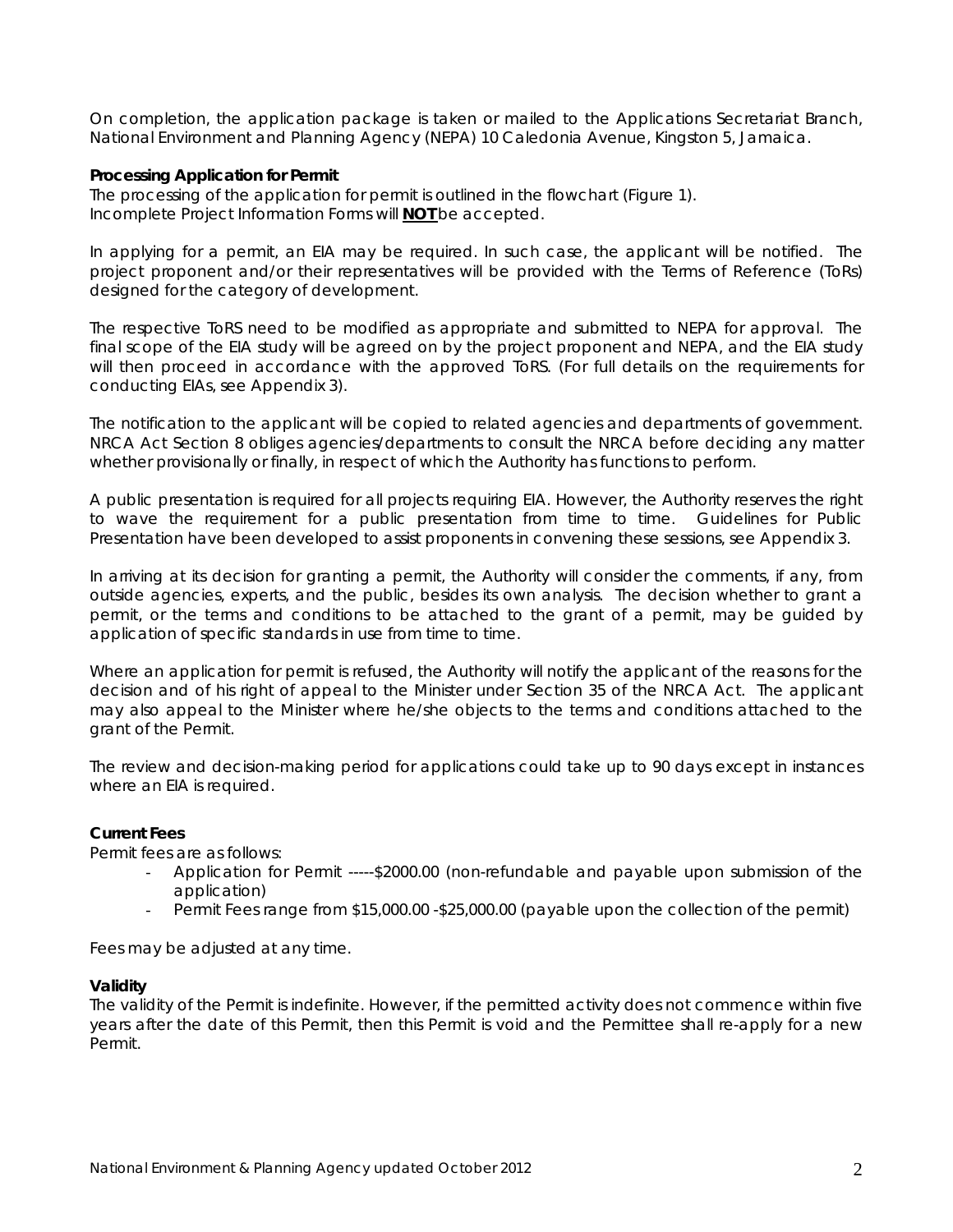On completion, the application package is taken or mailed to the Applications Secretariat Branch, National Environment and Planning Agency (NEPA) 10 Caledonia Avenue, Kingston 5, Jamaica.

**Processing Application for Permit**

The processing of the application for permit is outlined in the flowchart (Figure 1).
Incomplete Project Information Forms will **NOT** be accepted.

In applying for a permit, an EIA may be required. In such case, the applicant will be notified. The project proponent and/or their representatives will be provided with the Terms of Reference (ToRs) designed for the category of development.

The respective ToRS need to be modified as appropriate and submitted to NEPA for approval. The final scope of the EIA study will be agreed on by the project proponent and NEPA, and the EIA study will then proceed in accordance with the approved ToRS. (For full details on the requirements for conducting EIAs, see Appendix 3).

The notification to the applicant will be copied to related agencies and departments of government. NRCA Act Section 8 obliges agencies/departments to consult the NRCA before deciding any matter whether provisionally or finally, in respect of which the Authority has functions to perform.

A public presentation is required for all projects requiring EIA. However, the Authority reserves the right to wave the requirement for a public presentation from time to time. Guidelines for Public Presentation have been developed to assist proponents in convening these sessions, see Appendix 3.

In arriving at its decision for granting a permit, the Authority will consider the comments, if any, from outside agencies, experts, and the public, besides its own analysis. The decision whether to grant a permit, or the terms and conditions to be attached to the grant of a permit, may be guided by application of specific standards in use from time to time.

Where an application for permit is refused, the Authority will notify the applicant of the reasons for the decision and of his right of appeal to the Minister under Section 35 of the NRCA Act. The applicant may also appeal to the Minister where he/she objects to the terms and conditions attached to the grant of the Permit.

The review and decision-making period for applications could take up to 90 days except in instances where an EIA is required.

**Current Fees**

Permit fees are as follows:

- Application for Permit -----$2000.00 (non-refundable and payable upon submission of the application)
- Permit Fees range from $15,000.00 -$25,000.00 (payable upon the collection of the permit)

Fees may be adjusted at any time.

**Validity**

The validity of the Permit is indefinite. However, if the permitted activity does not commence within five years after the date of this Permit, then this Permit is void and the Permittee shall re-apply for a new Permit.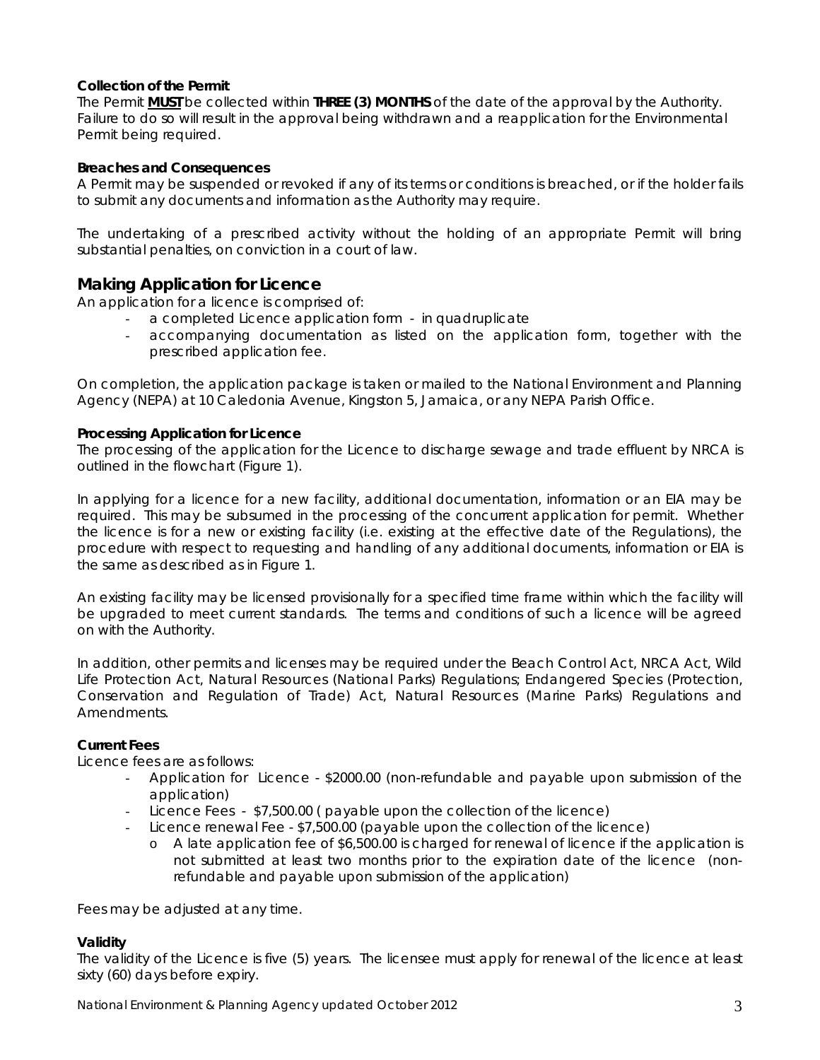**Collection of the Permit**

The Permit **MUST** be collected within **THREE (3) MONTHS** of the date of the approval by the Authority. Failure to do so will result in the approval being withdrawn and a reapplication for the Environmental Permit being required.

**Breaches and Consequences**

A Permit may be suspended or revoked if any of its terms or conditions is breached, or if the holder fails to submit any documents and information as the Authority may require.

The undertaking of a prescribed activity without the holding of an appropriate Permit will bring substantial penalties, on conviction in a court of law.

## Making Application for Licence

An application for a licence is comprised of:

- a completed Licence application form - in quadruplicate
- accompanying documentation as listed on the application form, together with the prescribed application fee.

On completion, the application package is taken or mailed to the National Environment and Planning Agency (NEPA) at 10 Caledonia Avenue, Kingston 5, Jamaica, or any NEPA Parish Office.

**Processing Application for Licence**

The processing of the application for the Licence to discharge sewage and trade effluent by NRCA is outlined in the flowchart (Figure 1).

In applying for a licence for a new facility, additional documentation, information or an EIA may be required. This may be subsumed in the processing of the concurrent application for permit. Whether the licence is for a new or existing facility (i.e. existing at the effective date of the Regulations), the procedure with respect to requesting and handling of any additional documents, information or EIA is the same as described as in Figure 1.

An existing facility may be licensed provisionally for a specified time frame within which the facility will be upgraded to meet current standards. The terms and conditions of such a licence will be agreed on with the Authority.

In addition, other permits and licenses may be required under the Beach Control Act, NRCA Act, Wild Life Protection Act, Natural Resources (National Parks) Regulations; Endangered Species (Protection, Conservation and Regulation of Trade) Act, Natural Resources (Marine Parks) Regulations and Amendments.

**Current Fees**

Licence fees are as follows:

- Application for Licence - $2000.00 (non-refundable and payable upon submission of the application)
- Licence Fees - $7,500.00 ( payable upon the collection of the licence)
- Licence renewal Fee - $7,500.00 (payable upon the collection of the licence)
  - A late application fee of $6,500.00 is charged for renewal of licence if the application is not submitted at least two months prior to the expiration date of the licence (non-refundable and payable upon submission of the application)

Fees may be adjusted at any time.

**Validity**

The validity of the Licence is five (5) years. The licensee must apply for renewal of the licence at least sixty (60) days before expiry.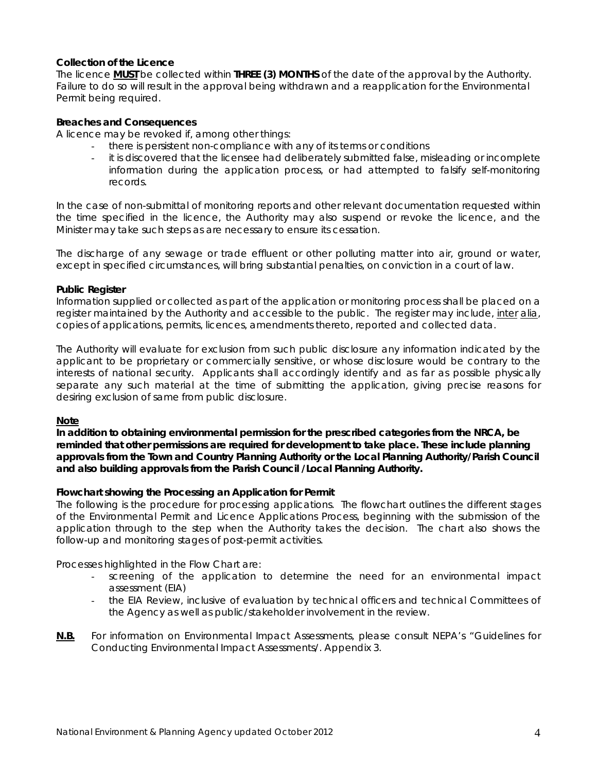**Collection of the Licence**

The licence **MUST** be collected within **THREE (3) MONTHS** of the date of the approval by the Authority. Failure to do so will result in the approval being withdrawn and a reapplication for the Environmental Permit being required.

**Breaches and Consequences**

A licence may be revoked if, among other things:

- there is persistent non-compliance with any of its terms or conditions
- it is discovered that the licensee had deliberately submitted false, misleading or incomplete information during the application process, or had attempted to falsify self-monitoring records.

In the case of non-submittal of monitoring reports and other relevant documentation requested within the time specified in the licence, the Authority may also suspend or revoke the licence, and the Minister may take such steps as are necessary to ensure its cessation.

The discharge of any sewage or trade effluent or other polluting matter into air, ground or water, except in specified circumstances, will bring substantial penalties, on conviction in a court of law.

**Public Register**

Information supplied or collected as part of the application or monitoring process shall be placed on a register maintained by the Authority and accessible to the public. The register may include, inter alia, copies of applications, permits, licences, amendments thereto, reported and collected data.

The Authority will evaluate for exclusion from such public disclosure any information indicated by the applicant to be proprietary or commercially sensitive, or whose disclosure would be contrary to the interests of national security. Applicants shall accordingly identify and as far as possible physically separate any such material at the time of submitting the application, giving precise reasons for desiring exclusion of same from public disclosure.

**Note**

**In addition to obtaining environmental permission for the prescribed categories from the NRCA, be reminded that other permissions are required for development to take place. These include planning approvals from the Town and Country Planning Authority or the Local Planning Authority/Parish Council and also building approvals from the Parish Council /Local Planning Authority.**

**Flowchart showing the Processing an Application for Permit**

The following is the procedure for processing applications. The flowchart outlines the different stages of the Environmental Permit and Licence Applications Process, beginning with the submission of the application through to the step when the Authority takes the decision. The chart also shows the follow-up and monitoring stages of post-permit activities.

Processes highlighted in the Flow Chart are:

- screening of the application to determine the need for an environmental impact assessment (EIA)
- the EIA Review, inclusive of evaluation by technical officers and technical Committees of the Agency as well as public/stakeholder involvement in the review.

**N.B.** For information on Environmental Impact Assessments, please consult NEPA's "Guidelines for Conducting Environmental Impact Assessments/. Appendix 3.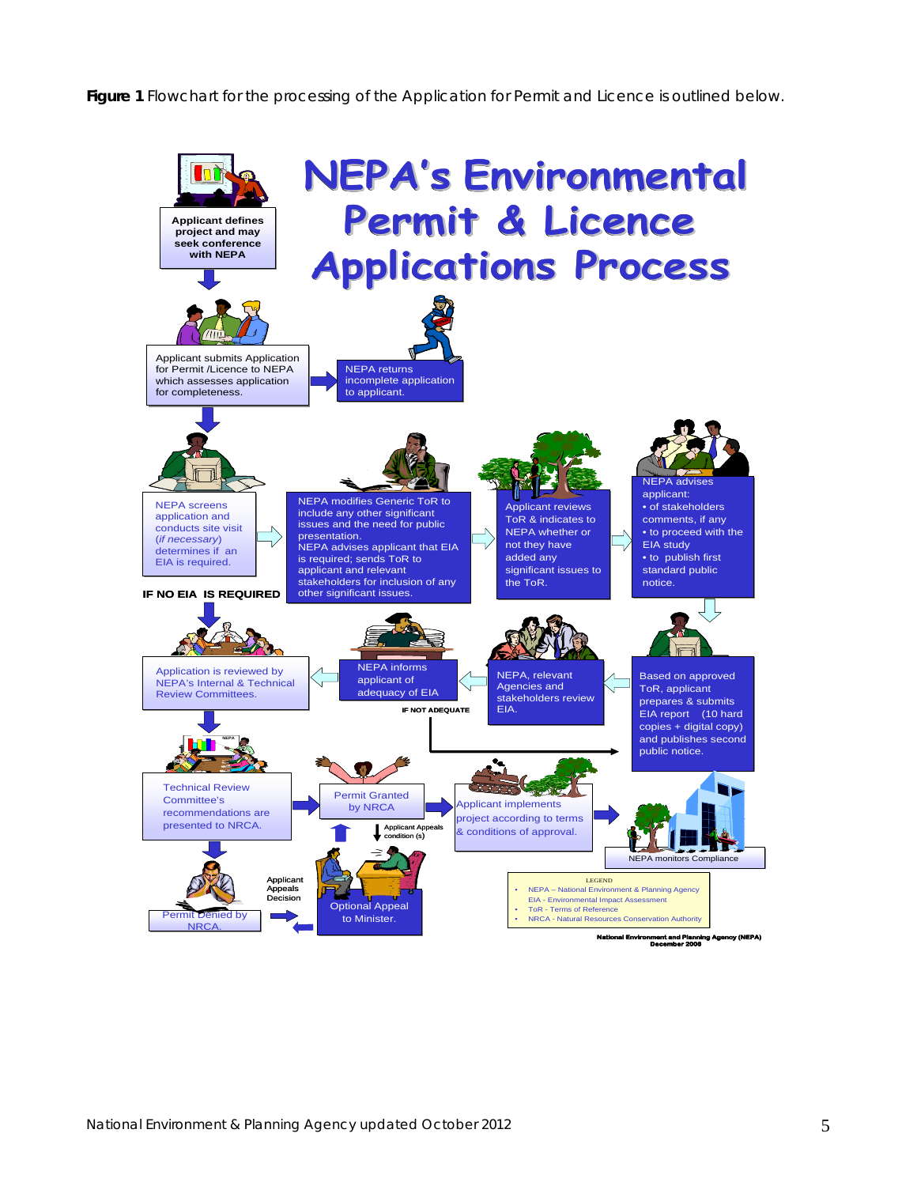**Figure 1** Flowchart for the processing of the Application for Permit and Licence is outlined below.

# NEPA's Environmental Permit & Licence Applications Process

Applicant defines project and may seek conference with NEPA

Applicant submits Application for Permit /Licence to NEPA which assesses application for completeness.

NEPA returns incomplete application to applicant.

NEPA screens application and conducts site visit (*if necessary*) determines if an EIA is required.

NEPA modifies Generic ToR to include any other significant issues and the need for public presentation.
NEPA advises applicant that EIA is required; sends ToR to applicant and relevant stakeholders for inclusion of any other significant issues.

Applicant reviews ToR & indicates to NEPA whether or not they have added any significant issues to the ToR.

NEPA advises applicant:
- of stakeholders comments, if any
- to proceed with the EIA study
- to publish first standard public notice.

**IF NO EIA IS REQUIRED**

Application is reviewed by NEPA's Internal & Technical Review Committees.

NEPA informs applicant of adequacy of EIA

**IF NOT ADEQUATE**

NEPA, relevant Agencies and stakeholders review EIA.

Based on approved ToR, applicant prepares & submits EIA report (10 hard copies + digital copy) and publishes second public notice.

Technical Review Committee's recommendations are presented to NRCA.

Permit Granted by NRCA

Applicant Appeals condition (s)

Applicant implements project according to terms & conditions of approval.

NEPA monitors Compliance

Permit Denied by NRCA.

Applicant Appeals Decision

Optional Appeal to Minister.

LEGEND
- NEPA – National Environment & Planning Agency
- EIA - Environmental Impact Assessment
- ToR - Terms of Reference
- NRCA - Natural Resources Conservation Authority

National Environment and Planning Agency (NEPA)
December 2006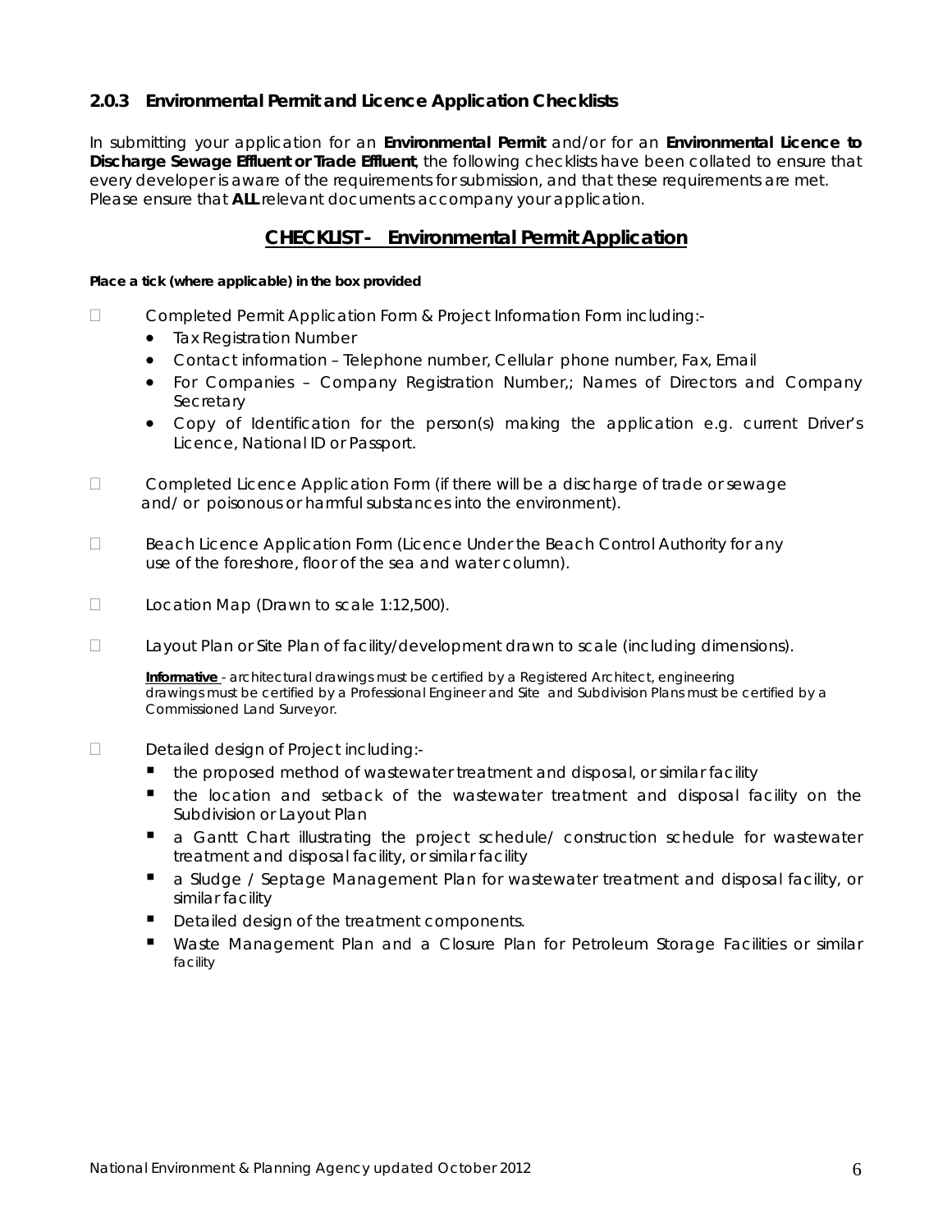### 2.0.3 Environmental Permit and Licence Application Checklists

In submitting your application for an **Environmental Permit** and/or for an **Environmental Licence to Discharge Sewage Effluent or Trade Effluent**, the following checklists have been collated to ensure that every developer is aware of the requirements for submission, and that these requirements are met. Please ensure that **ALL** relevant documents accompany your application.

## CHECKLIST - Environmental Permit Application

**Place a tick (where applicable) in the box provided**

- ☐ Completed Permit Application Form & Project Information Form including:-
  - Tax Registration Number
  - Contact information – Telephone number, Cellular phone number, Fax, Email
  - For Companies – Company Registration Number,; Names of Directors and Company Secretary
  - Copy of Identification for the person(s) making the application e.g. current Driver's Licence, National ID or Passport.

- ☐ Completed Licence Application Form (if there will be a discharge of trade or sewage and/ or poisonous or harmful substances into the environment).

- ☐ Beach Licence Application Form (Licence Under the Beach Control Authority for any use of the foreshore, floor of the sea and water column).

- ☐ Location Map (Drawn to scale 1:12,500).

- ☐ Layout Plan or Site Plan of facility/development drawn to scale (including dimensions).

  **Informative** - architectural drawings must be certified by a Registered Architect, engineering drawings must be certified by a Professional Engineer and Site and Subdivision Plans must be certified by a Commissioned Land Surveyor.

- ☐ Detailed design of Project including:-
  - the proposed method of wastewater treatment and disposal, or similar facility
  - the location and setback of the wastewater treatment and disposal facility on the Subdivision or Layout Plan
  - a Gantt Chart illustrating the project schedule/ construction schedule for wastewater treatment and disposal facility, or similar facility
  - a Sludge / Septage Management Plan for wastewater treatment and disposal facility, or similar facility
  - Detailed design of the treatment components.
  - Waste Management Plan and a Closure Plan for Petroleum Storage Facilities or similar facility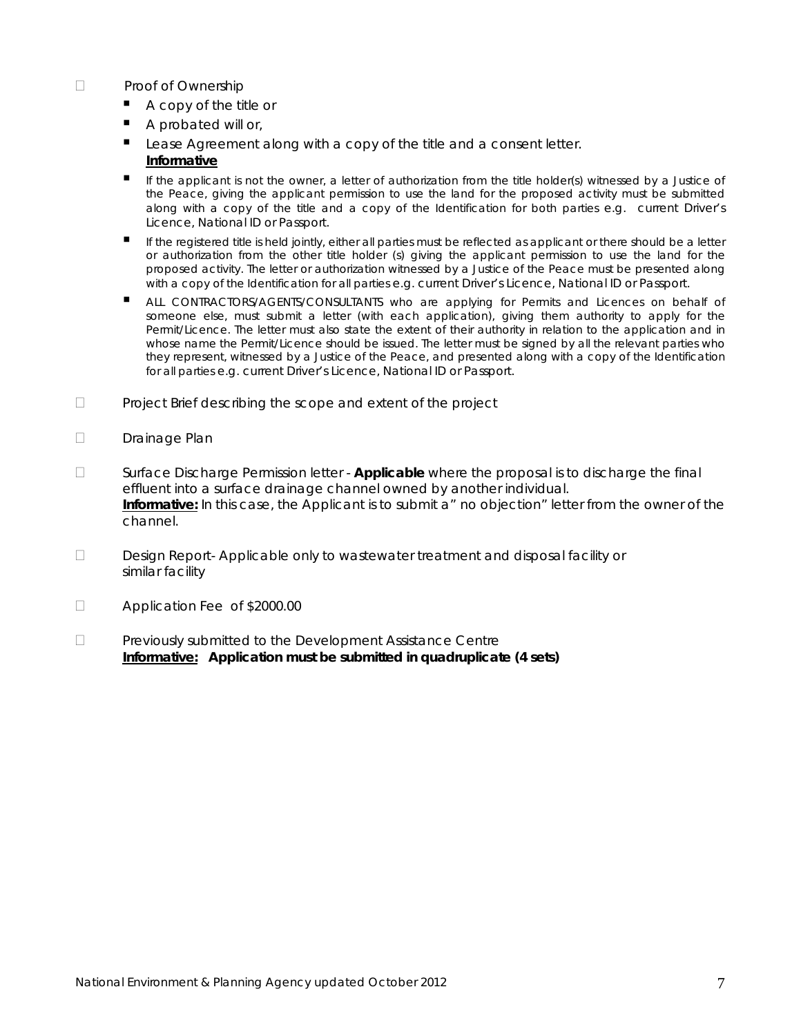- Proof of Ownership
  - A copy of the title or
  - A probated will or,
  - Lease Agreement along with a copy of the title and a consent letter.

    **Informative**
  - If the applicant is not the owner, a letter of authorization from the title holder(s) witnessed by a Justice of the Peace, giving the applicant permission to use the land for the proposed activity must be submitted along with a copy of the title and a copy of the Identification for both parties e.g. current Driver's Licence, National ID or Passport.
  - If the registered title is held jointly, either all parties must be reflected as applicant or there should be a letter or authorization from the other title holder (s) giving the applicant permission to use the land for the proposed activity. The letter or authorization witnessed by a Justice of the Peace must be presented along with a copy of the Identification for all parties e.g. current Driver's Licence, National ID or Passport.
  - ALL CONTRACTORS/AGENTS/CONSULTANTS who are applying for Permits and Licences on behalf of someone else, must submit a letter (with each application), giving them authority to apply for the Permit/Licence. The letter must also state the extent of their authority in relation to the application and in whose name the Permit/Licence should be issued. The letter must be signed by all the relevant parties who they represent, witnessed by a Justice of the Peace, and presented along with a copy of the Identification for all parties e.g. current Driver's Licence, National ID or Passport.

- Project Brief describing the scope and extent of the project

- Drainage Plan

- Surface Discharge Permission letter - **Applicable** where the proposal is to discharge the final effluent into a surface drainage channel owned by another individual.
  **Informative:** In this case, the Applicant is to submit a" no objection" letter from the owner of the channel.

- Design Report- Applicable only to wastewater treatment and disposal facility or similar facility

- Application Fee of $2000.00

- Previously submitted to the Development Assistance Centre
  **Informative: Application must be submitted in quadruplicate (4 sets)**

National Environment & Planning Agency updated October 2012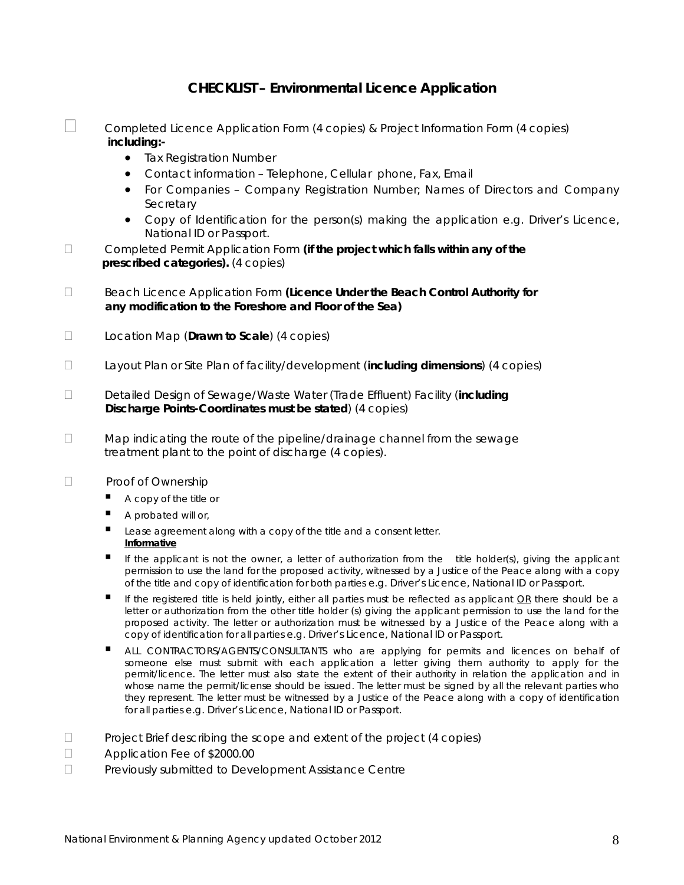# CHECKLIST – Environmental Licence Application

- ☐ Completed Licence Application Form (4 copies) & Project Information Form (4 copies) **including:-**
    - Tax Registration Number
    - Contact information – Telephone, Cellular phone, Fax, Email
    - For Companies – Company Registration Number; Names of Directors and Company Secretary
    - Copy of Identification for the person(s) making the application e.g. Driver's Licence, National ID or Passport.
- ☐ Completed Permit Application Form **(if the project which falls within any of the prescribed categories).** (4 copies)
- ☐ Beach Licence Application Form **(Licence Under the Beach Control Authority for any modification to the Foreshore and Floor of the Sea)**
- ☐ Location Map (**Drawn to Scale**) (4 copies)
- ☐ Layout Plan or Site Plan of facility/development (**including dimensions**) (4 copies)
- ☐ Detailed Design of Sewage/Waste Water (Trade Effluent) Facility (**including Discharge Points-Coordinates must be stated**) (4 copies)
- ☐ Map indicating the route of the pipeline/drainage channel from the sewage treatment plant to the point of discharge (4 copies).
- ☐ Proof of Ownership
    - A copy of the title or
    - A probated will or,
    - Lease agreement along with a copy of the title and a consent letter.

      **<u>Informative</u>**
    - If the applicant is not the owner, a letter of authorization from the title holder(s), giving the applicant permission to use the land for the proposed activity, witnessed by a Justice of the Peace along with a copy of the title and copy of identification for both parties e.g. Driver's Licence, National ID or Passport.
    - If the registered title is held jointly, either all parties must be reflected as applicant <u>OR</u> there should be a letter or authorization from the other title holder (s) giving the applicant permission to use the land for the proposed activity. The letter or authorization must be witnessed by a Justice of the Peace along with a copy of identification for all parties e.g. Driver's Licence, National ID or Passport.
    - ALL CONTRACTORS/AGENTS/CONSULTANTS who are applying for permits and licences on behalf of someone else must submit with each application a letter giving them authority to apply for the permit/licence. The letter must also state the extent of their authority in relation the application and in whose name the permit/license should be issued. The letter must be signed by all the relevant parties who they represent. The letter must be witnessed by a Justice of the Peace along with a copy of identification for all parties e.g. Driver's Licence, National ID or Passport.
- ☐ Project Brief describing the scope and extent of the project (4 copies)
- ☐ Application Fee of $2000.00
- ☐ Previously submitted to Development Assistance Centre

National Environment & Planning Agency updated October 2012